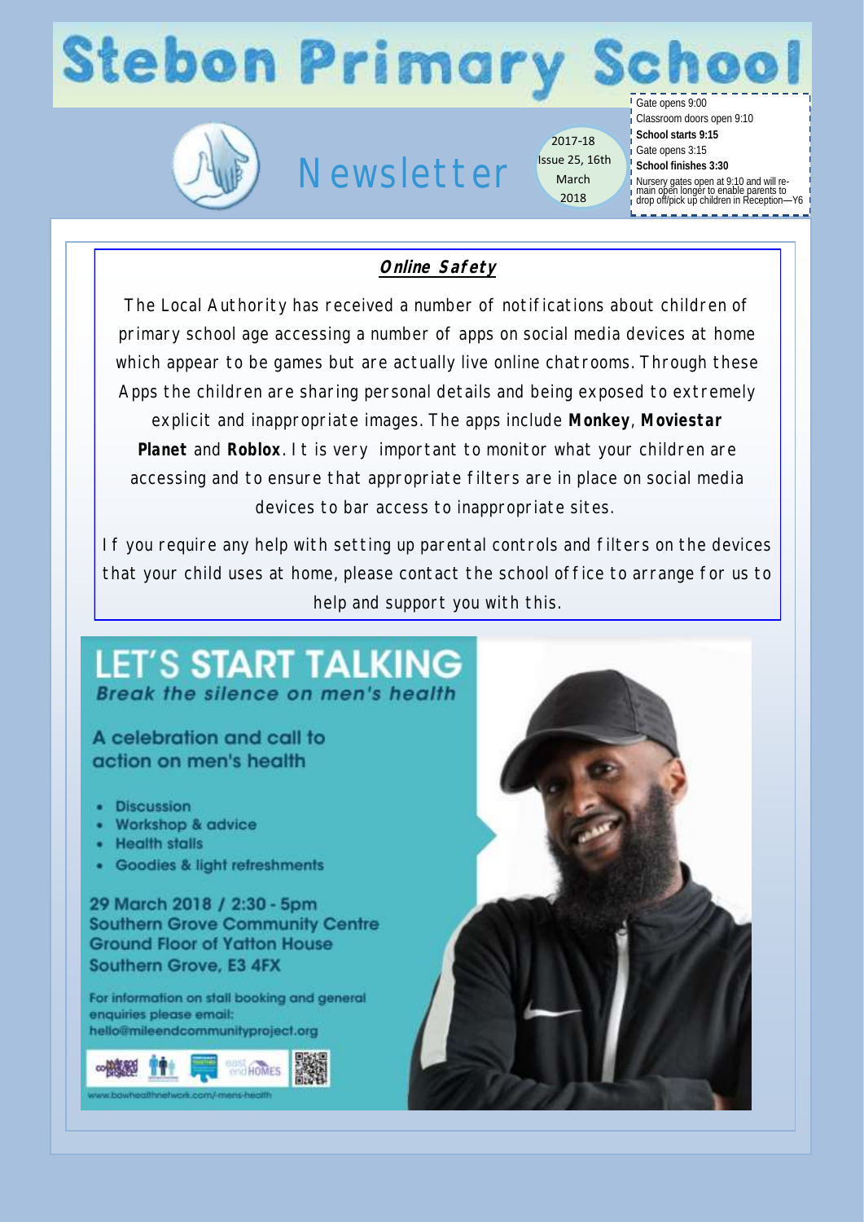# Stebon Primary School

## Newsletter

2017-18
Issue 25, 16th March 2018

Gate opens 9:00
Classroom doors open 9:10
**School starts 9:15**
Gate opens 3:15
**School finishes 3:30**
Nursery gates open at 9:10 and will remain open longer to enable parents to drop off/pick up children in Reception—Y6

### Online Safety

The Local Authority has received a number of notifications about children of primary school age accessing a number of apps on social media devices at home which appear to be games but are actually live online chatrooms. Through these Apps the children are sharing personal details and being exposed to extremely explicit and inappropriate images. The apps include **Monkey**, **Moviestar Planet** and **Roblox**. It is very important to monitor what your children are accessing and to ensure that appropriate filters are in place on social media devices to bar access to inappropriate sites.

If you require any help with setting up parental controls and filters on the devices that your child uses at home, please contact the school office to arrange for us to help and support you with this.

## LET'S START TALKING

*Break the silence on men's health*

A celebration and call to action on men's health

- Discussion
- Workshop & advice
- Health stalls
- Goodies & light refreshments

29 March 2018 / 2:30 - 5pm
Southern Grove Community Centre
Ground Floor of Yatton House
Southern Grove, E3 4FX

For information on stall booking and general enquiries please email:
hello@mileendcommunityproject.org

www.bowhealthnetwork.com/-mens-health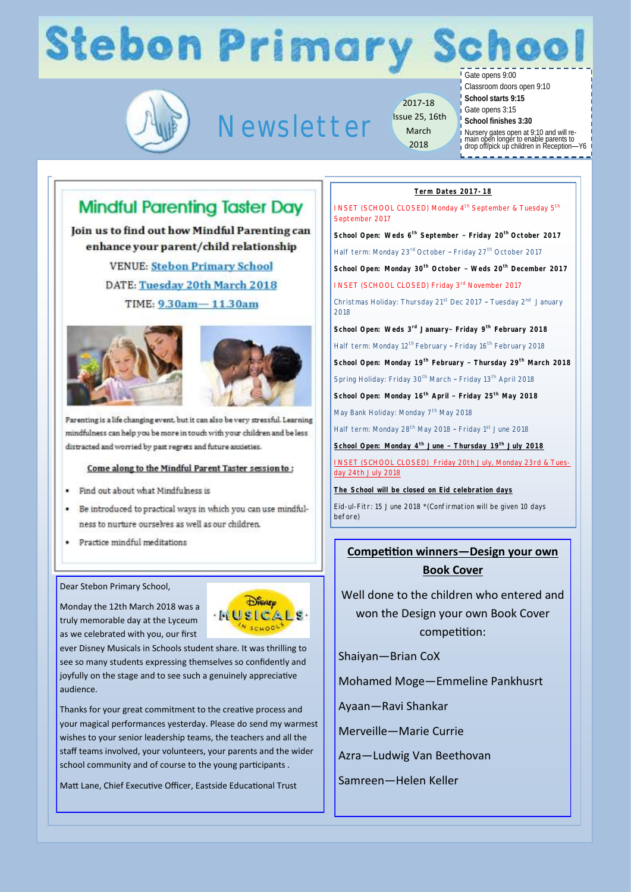# Stebon Primary School

# Newsletter

2017-18
Issue 25, 16th March 2018

Gate opens 9:00
Classroom doors open 9:10
**School starts 9:15**
Gate opens 3:15
**School finishes 3:30**
Nursery gates open at 9:10 and will remain open longer to enable parents to drop off/pick up children in Reception—Y6

## Mindful Parenting Taster Day

**Join us to find out how Mindful Parenting can enhance your parent/child relationship**

VENUE: Stebon Primary School

DATE: Tuesday 20th March 2018

TIME: 9.30am— 11.30am

Parenting is a life changing event, but it can also be very stressful. Learning mindfulness can help you be more in touch with your children and be less distracted and worried by past regrets and future anxieties.

Come along to the Mindful Parent Taster session to :

- Find out about what Mindfulness is
- Be introduced to practical ways in which you can use mindfulness to nurture ourselves as well as our children.
- Practice mindful meditations

Dear Stebon Primary School,

Monday the 12th March 2018 was a truly memorable day at the Lyceum as we celebrated with you, our first ever Disney Musicals in Schools student share. It was thrilling to see so many students expressing themselves so confidently and joyfully on the stage and to see such a genuinely appreciative audience.

Thanks for your great commitment to the creative process and your magical performances yesterday. Please do send my warmest wishes to your senior leadership teams, the teachers and all the staff teams involved, your volunteers, your parents and the wider school community and of course to the young participants .

Matt Lane, Chief Executive Officer, Eastside Educational Trust

**Term Dates 2017-18**

INSET (SCHOOL CLOSED) Monday 4th September & Tuesday 5th September 2017

**School Open: Weds 6th September – Friday 20th October 2017**

Half term: Monday 23rd October – Friday 27th October 2017

**School Open: Monday 30th October – Weds 20th December 2017**

INSET (SCHOOL CLOSED) Friday 3rd November 2017

Christmas Holiday: Thursday 21st Dec 2017 – Tuesday 2nd January 2018

**School Open: Weds 3rd January– Friday 9th February 2018**

Half term: Monday 12th February – Friday 16th February 2018

**School Open: Monday 19th February – Thursday 29th March 2018**

Spring Holiday: Friday 30th March – Friday 13th April 2018

**School Open: Monday 16th April – Friday 25th May 2018**

May Bank Holiday: Monday 7th May 2018

Half term: Monday 28th May 2018 – Friday 1st June 2018

**School Open: Monday 4th June – Thursday 19th July 2018**

INSET (SCHOOL CLOSED) Friday 20th July, Monday 23rd & Tuesday 24th July 2018

**The School will be closed on Eid celebration days**

Eid-ul-Fitr: 15 June 2018 *(Confirmation will be given 10 days before)

## Competition winners—Design your own Book Cover

Well done to the children who entered and won the Design your own Book Cover competition:

Shaiyan—Brian CoX

Mohamed Moge—Emmeline Pankhusrt

Ayaan—Ravi Shankar

Merveille—Marie Currie

Azra—Ludwig Van Beethovan

Samreen—Helen Keller